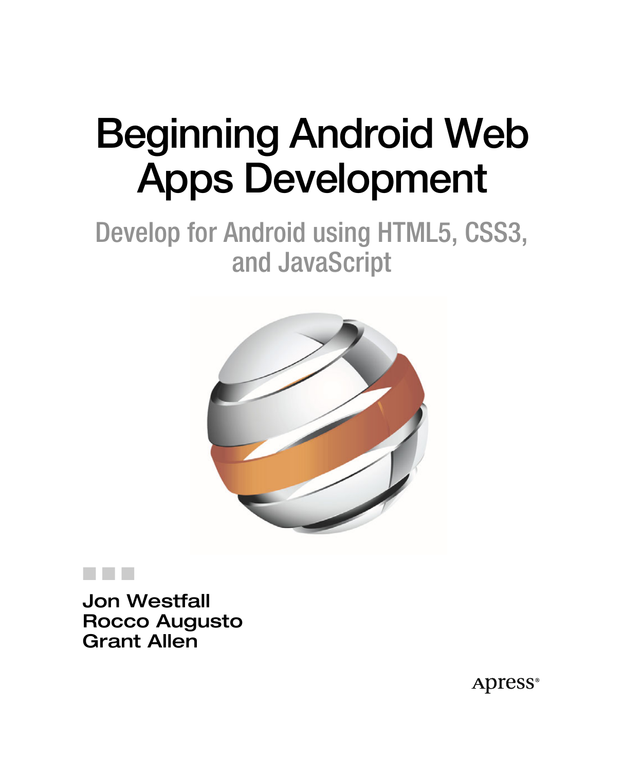# Beginning Android Web Apps Development

## Develop for Android using HTML5, CSS3, and JavaScript

**Jon Westfall**
**Rocco Augusto**
**Grant Allen**

Apress®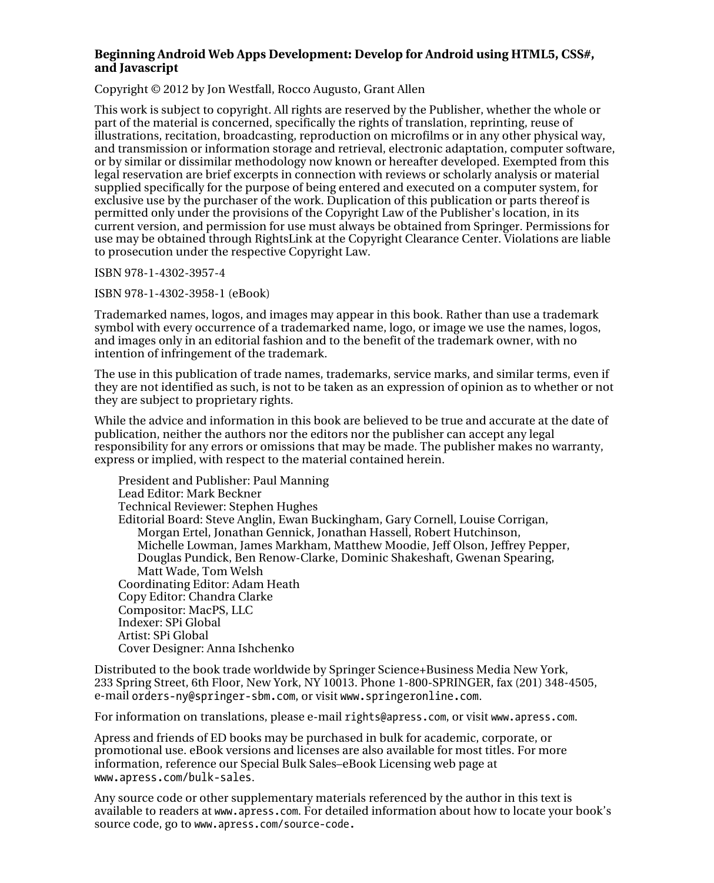**Beginning Android Web Apps Development: Develop for Android using HTML5, CSS#, and Javascript**

Copyright © 2012 by Jon Westfall, Rocco Augusto, Grant Allen

This work is subject to copyright. All rights are reserved by the Publisher, whether the whole or part of the material is concerned, specifically the rights of translation, reprinting, reuse of illustrations, recitation, broadcasting, reproduction on microfilms or in any other physical way, and transmission or information storage and retrieval, electronic adaptation, computer software, or by similar or dissimilar methodology now known or hereafter developed. Exempted from this legal reservation are brief excerpts in connection with reviews or scholarly analysis or material supplied specifically for the purpose of being entered and executed on a computer system, for exclusive use by the purchaser of the work. Duplication of this publication or parts thereof is permitted only under the provisions of the Copyright Law of the Publisher's location, in its current version, and permission for use must always be obtained from Springer. Permissions for use may be obtained through RightsLink at the Copyright Clearance Center. Violations are liable to prosecution under the respective Copyright Law.

ISBN 978-1-4302-3957-4

ISBN 978-1-4302-3958-1 (eBook)

Trademarked names, logos, and images may appear in this book. Rather than use a trademark symbol with every occurrence of a trademarked name, logo, or image we use the names, logos, and images only in an editorial fashion and to the benefit of the trademark owner, with no intention of infringement of the trademark.

The use in this publication of trade names, trademarks, service marks, and similar terms, even if they are not identified as such, is not to be taken as an expression of opinion as to whether or not they are subject to proprietary rights.

While the advice and information in this book are believed to be true and accurate at the date of publication, neither the authors nor the editors nor the publisher can accept any legal responsibility for any errors or omissions that may be made. The publisher makes no warranty, express or implied, with respect to the material contained herein.

President and Publisher: Paul Manning
Lead Editor: Mark Beckner
Technical Reviewer: Stephen Hughes
Editorial Board: Steve Anglin, Ewan Buckingham, Gary Cornell, Louise Corrigan, Morgan Ertel, Jonathan Gennick, Jonathan Hassell, Robert Hutchinson, Michelle Lowman, James Markham, Matthew Moodie, Jeff Olson, Jeffrey Pepper, Douglas Pundick, Ben Renow-Clarke, Dominic Shakeshaft, Gwenan Spearing, Matt Wade, Tom Welsh
Coordinating Editor: Adam Heath
Copy Editor: Chandra Clarke
Compositor: MacPS, LLC
Indexer: SPi Global
Artist: SPi Global
Cover Designer: Anna Ishchenko

Distributed to the book trade worldwide by Springer Science+Business Media New York, 233 Spring Street, 6th Floor, New York, NY 10013. Phone 1-800-SPRINGER, fax (201) 348-4505, e-mail orders-ny@springer-sbm.com, or visit www.springeronline.com.

For information on translations, please e-mail rights@apress.com, or visit www.apress.com.

Apress and friends of ED books may be purchased in bulk for academic, corporate, or promotional use. eBook versions and licenses are also available for most titles. For more information, reference our Special Bulk Sales–eBook Licensing web page at www.apress.com/bulk-sales.

Any source code or other supplementary materials referenced by the author in this text is available to readers at www.apress.com. For detailed information about how to locate your book's source code, go to www.apress.com/source-code.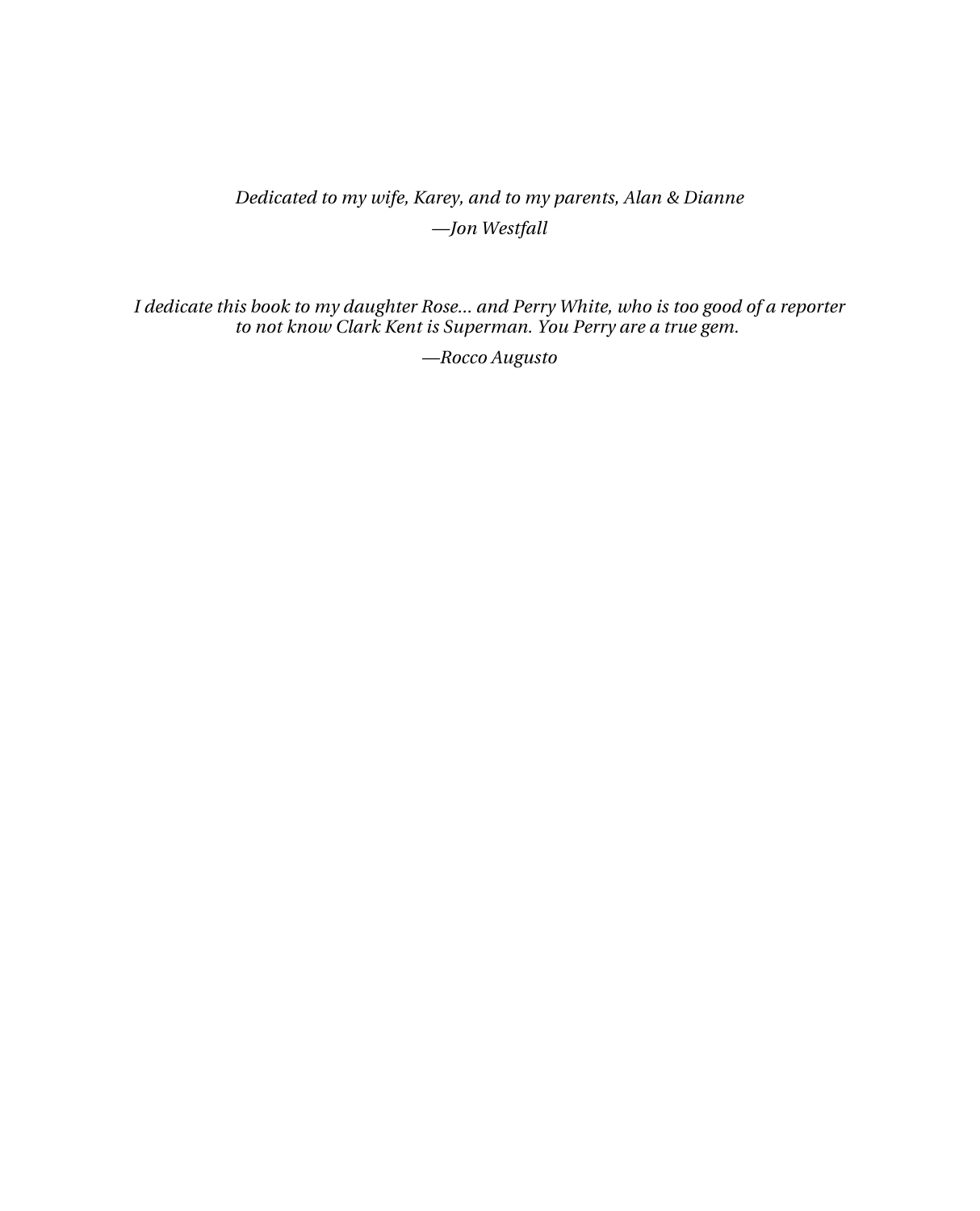*Dedicated to my wife, Karey, and to my parents, Alan & Dianne*

*—Jon Westfall*

*I dedicate this book to my daughter Rose… and Perry White, who is too good of a reporter to not know Clark Kent is Superman. You Perry are a true gem.*

*—Rocco Augusto*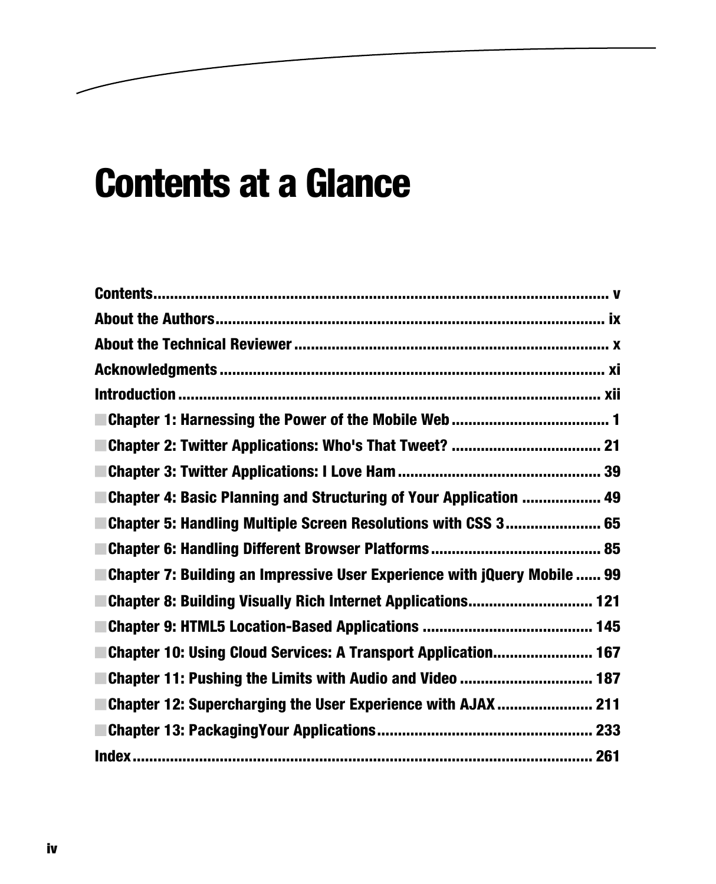# Contents at a Glance

**Contents** ........ v
**About the Authors** ........ ix
**About the Technical Reviewer** ........ x
**Acknowledgments** ........ xi
**Introduction** ........ xii
■ **Chapter 1: Harnessing the Power of the Mobile Web** ........ 1
■ **Chapter 2: Twitter Applications: Who's That Tweet?** ........ 21
■ **Chapter 3: Twitter Applications: I Love Ham** ........ 39
■ **Chapter 4: Basic Planning and Structuring of Your Application** ........ 49
■ **Chapter 5: Handling Multiple Screen Resolutions with CSS 3** ........ 65
■ **Chapter 6: Handling Different Browser Platforms** ........ 85
■ **Chapter 7: Building an Impressive User Experience with jQuery Mobile** ........ 99
■ **Chapter 8: Building Visually Rich Internet Applications** ........ 121
■ **Chapter 9: HTML5 Location-Based Applications** ........ 145
■ **Chapter 10: Using Cloud Services: A Transport Application** ........ 167
■ **Chapter 11: Pushing the Limits with Audio and Video** ........ 187
■ **Chapter 12: Supercharging the User Experience with AJAX** ........ 211
■ **Chapter 13: PackagingYour Applications** ........ 233
**Index** ........ 261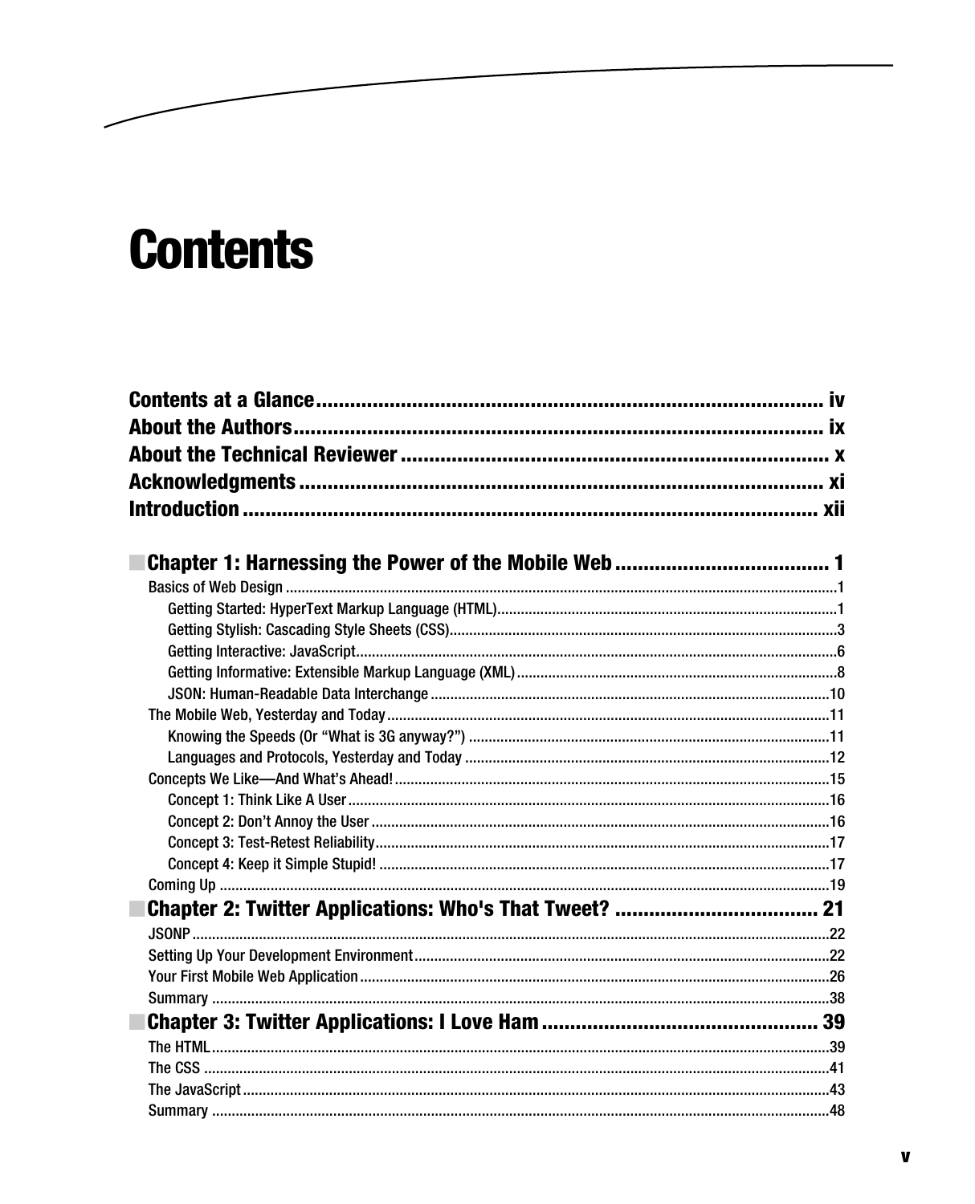# Contents

**Contents at a Glance** .......... iv
**About the Authors** .......... ix
**About the Technical Reviewer** .......... x
**Acknowledgments** .......... xi
**Introduction** .......... xii

## Chapter 1: Harnessing the Power of the Mobile Web .......... 1

- Basics of Web Design .......... 1
  - Getting Started: HyperText Markup Language (HTML) .......... 1
  - Getting Stylish: Cascading Style Sheets (CSS) .......... 3
  - Getting Interactive: JavaScript .......... 6
  - Getting Informative: Extensible Markup Language (XML) .......... 8
  - JSON: Human-Readable Data Interchange .......... 10
- The Mobile Web, Yesterday and Today .......... 11
  - Knowing the Speeds (Or "What is 3G anyway?") .......... 11
  - Languages and Protocols, Yesterday and Today .......... 12
- Concepts We Like—And What's Ahead! .......... 15
  - Concept 1: Think Like A User .......... 16
  - Concept 2: Don't Annoy the User .......... 16
  - Concept 3: Test-Retest Reliability .......... 17
  - Concept 4: Keep it Simple Stupid! .......... 17
- Coming Up .......... 19

## Chapter 2: Twitter Applications: Who's That Tweet? .......... 21

- JSONP .......... 22
- Setting Up Your Development Environment .......... 22
- Your First Mobile Web Application .......... 26
- Summary .......... 38

## Chapter 3: Twitter Applications: I Love Ham .......... 39

- The HTML .......... 39
- The CSS .......... 41
- The JavaScript .......... 43
- Summary .......... 48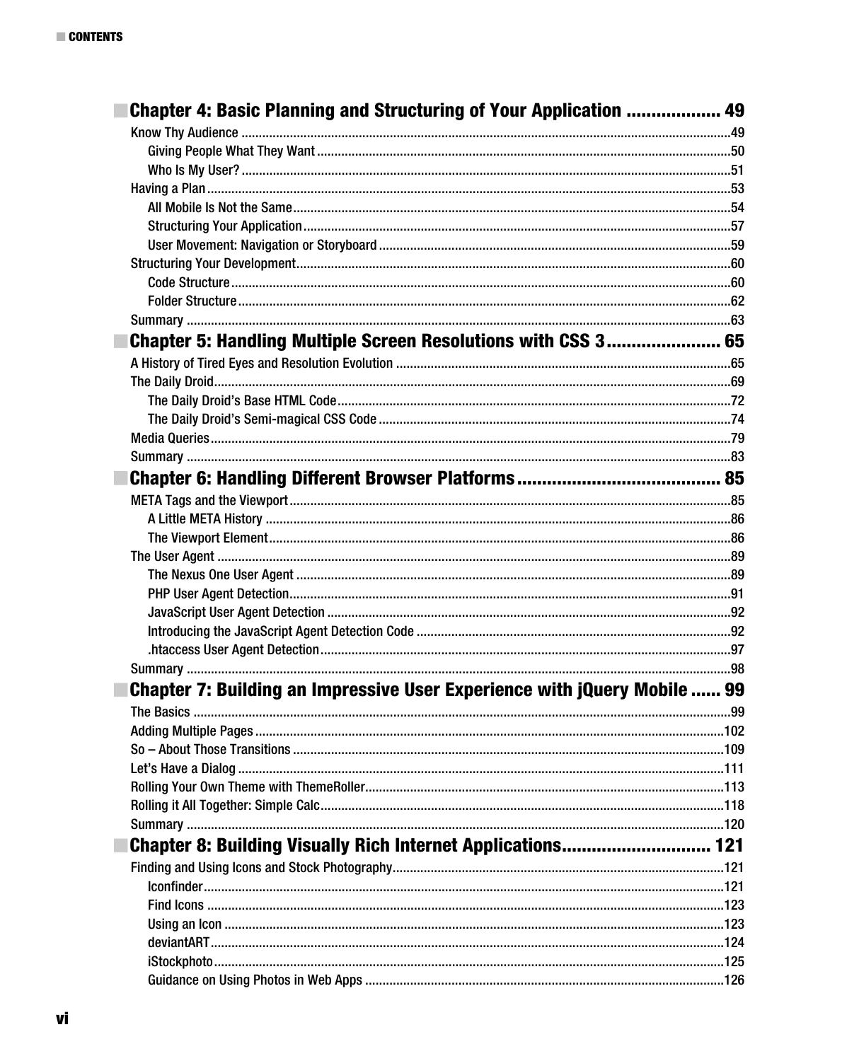## Chapter 4: Basic Planning and Structuring of Your Application .................. 49

Know Thy Audience ..........................................................................................................49
- Giving People What They Want ....................................................................................50
- Who Is My User? ..........................................................................................................51

Having a Plan ......................................................................................................................53
- All Mobile Is Not the Same ............................................................................................54
- Structuring Your Application .........................................................................................57
- User Movement: Navigation or Storyboard ...................................................................59

Structuring Your Development ...........................................................................................60
- Code Structure ..............................................................................................................60
- Folder Structure ............................................................................................................62

Summary ............................................................................................................................63

## Chapter 5: Handling Multiple Screen Resolutions with CSS 3 ...................... 65

A History of Tired Eyes and Resolution Evolution ..............................................................65

The Daily Droid ..................................................................................................................69
- The Daily Droid's Base HTML Code ...............................................................................72
- The Daily Droid's Semi-magical CSS Code ....................................................................74

Media Queries ....................................................................................................................79

Summary ............................................................................................................................83

## Chapter 6: Handling Different Browser Platforms ........................................ 85

META Tags and the Viewport .............................................................................................85
- A Little META History ....................................................................................................86
- The Viewport Element ...................................................................................................86

The User Agent ..................................................................................................................89
- The Nexus One User Agent ...........................................................................................89
- PHP User Agent Detection .............................................................................................91
- JavaScript User Agent Detection ...................................................................................92
- Introducing the JavaScript Agent Detection Code .........................................................92
- .htaccess User Agent Detection .....................................................................................97

Summary ............................................................................................................................98

## Chapter 7: Building an Impressive User Experience with jQuery Mobile ...... 99

The Basics ..........................................................................................................................99

Adding Multiple Pages .......................................................................................................102

So – About Those Transitions ............................................................................................109

Let's Have a Dialog ...........................................................................................................111

Rolling Your Own Theme with ThemeRoller .......................................................................113

Rolling it All Together: Simple Calc ...................................................................................118

Summary ..........................................................................................................................120

## Chapter 8: Building Visually Rich Internet Applications ............................. 121

Finding and Using Icons and Stock Photography ..............................................................121
- Iconfinder ....................................................................................................................121
- Find Icons ...................................................................................................................123
- Using an Icon ..............................................................................................................123
- deviantART .................................................................................................................124
- iStockphoto .................................................................................................................125
- Guidance on Using Photos in Web Apps ......................................................................126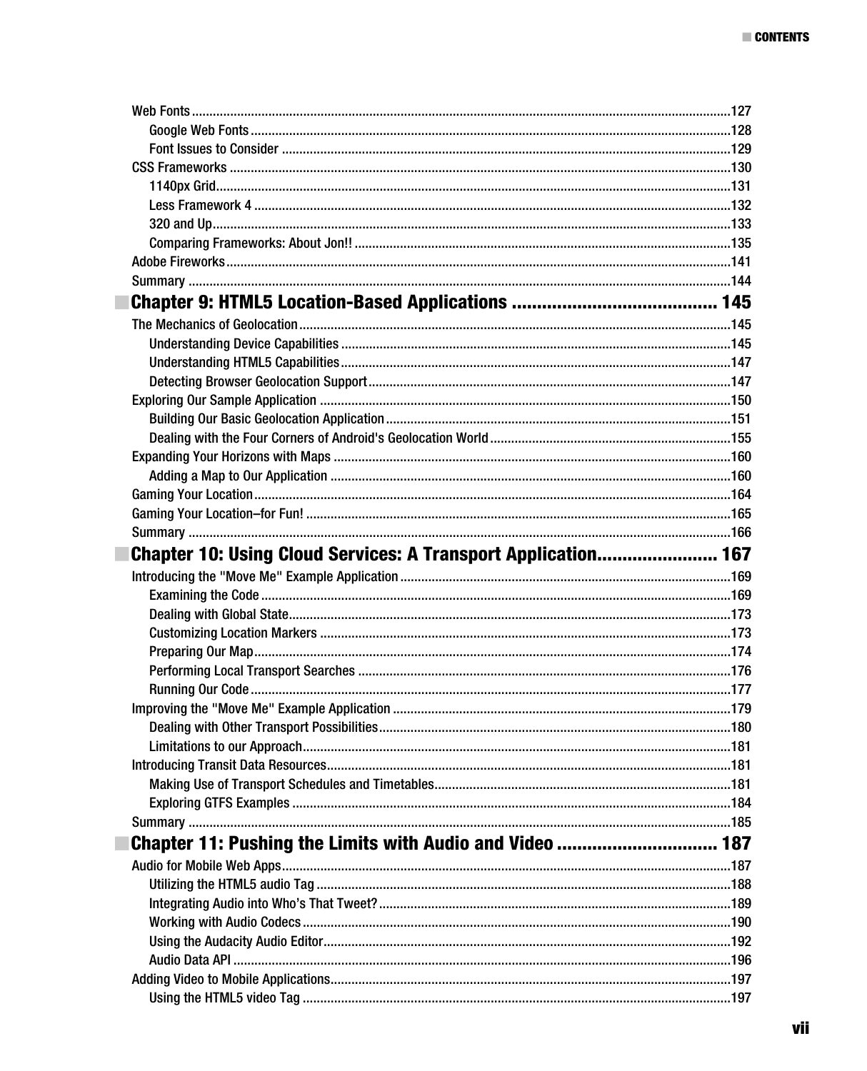Web Fonts ....................................................................................................................................127

Google Web Fonts ................................................................................................................128

Font Issues to Consider .......................................................................................................129

CSS Frameworks ........................................................................................................................130

1140px Grid..........................................................................................................................131

Less Framework 4 ...............................................................................................................132

320 and Up...........................................................................................................................133

Comparing Frameworks: About Jon!! ..................................................................................135

Adobe Fireworks..........................................................................................................................141

Summary .....................................................................................................................................144

## Chapter 9: HTML5 Location-Based Applications ....................................... 145

The Mechanics of Geolocation.....................................................................................................145

Understanding Device Capabilities ......................................................................................145

Understanding HTML5 Capabilities......................................................................................147

Detecting Browser Geolocation Support..............................................................................147

Exploring Our Sample Application ..............................................................................................150

Building Our Basic Geolocation Application.........................................................................151

Dealing with the Four Corners of Android's Geolocation World............................................155

Expanding Your Horizons with Maps ..........................................................................................160

Adding a Map to Our Application .........................................................................................160

Gaming Your Location..................................................................................................................164

Gaming Your Location–for Fun! ...................................................................................................165

Summary .....................................................................................................................................166

## Chapter 10: Using Cloud Services: A Transport Application....................... 167

Introducing the "Move Me" Example Application .......................................................................169

Examining the Code .............................................................................................................169

Dealing with Global State.....................................................................................................173

Customizing Location Markers ............................................................................................173

Preparing Our Map...............................................................................................................174

Performing Local Transport Searches .................................................................................176

Running Our Code ...............................................................................................................177

Improving the "Move Me" Example Application .........................................................................179

Dealing with Other Transport Possibilities...........................................................................180

Limitations to our Approach.................................................................................................181

Introducing Transit Data Resources.............................................................................................181

Making Use of Transport Schedules and Timetables............................................................181

Exploring GTFS Examples ....................................................................................................184

Summary .....................................................................................................................................185

## Chapter 11: Pushing the Limits with Audio and Video ............................... 187

Audio for Mobile Web Apps..........................................................................................................187

Utilizing the HTML5 audio Tag .............................................................................................188

Integrating Audio into Who's That Tweet?............................................................................189

Working with Audio Codecs .................................................................................................190

Using the Audacity Audio Editor...........................................................................................192

Audio Data API .....................................................................................................................196

Adding Video to Mobile Applications...........................................................................................197

Using the HTML5 video Tag .................................................................................................197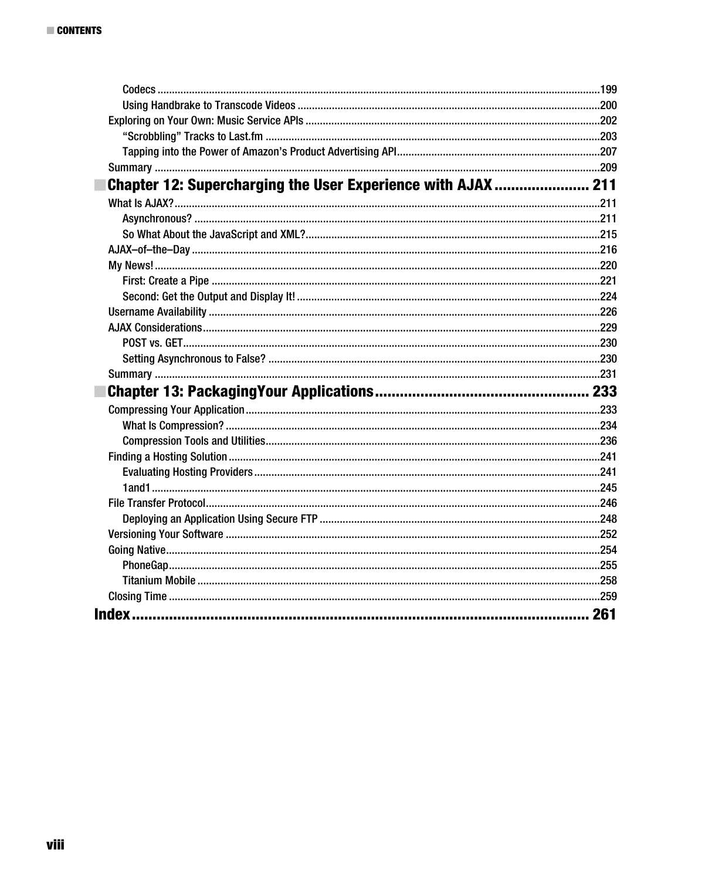- Codecs ....................199
- Using Handbrake to Transcode Videos ....................200
- Exploring on Your Own: Music Service APIs ....................202
  - “Scrobbling” Tracks to Last.fm ....................203
  - Tapping into the Power of Amazon’s Product Advertising API....................207
- Summary ....................209

## Chapter 12: Supercharging the User Experience with AJAX .................... 211

- What Is AJAX?....................211
  - Asynchronous? ....................211
  - So What About the JavaScript and XML?....................215
- AJAX–of–the–Day ....................216
- My News!....................220
  - First: Create a Pipe ....................221
  - Second: Get the Output and Display It! ....................224
- Username Availability ....................226
- AJAX Considerations....................229
  - POST vs. GET....................230
  - Setting Asynchronous to False? ....................230
- Summary ....................231

## Chapter 13: PackagingYour Applications.................... 233

- Compressing Your Application....................233
  - What Is Compression? ....................234
  - Compression Tools and Utilities....................236
- Finding a Hosting Solution ....................241
  - Evaluating Hosting Providers....................241
  - 1and1....................245
- File Transfer Protocol....................246
  - Deploying an Application Using Secure FTP ....................248
- Versioning Your Software ....................252
- Going Native....................254
  - PhoneGap....................255
  - Titanium Mobile ....................258
- Closing Time ....................259

## Index.................... 261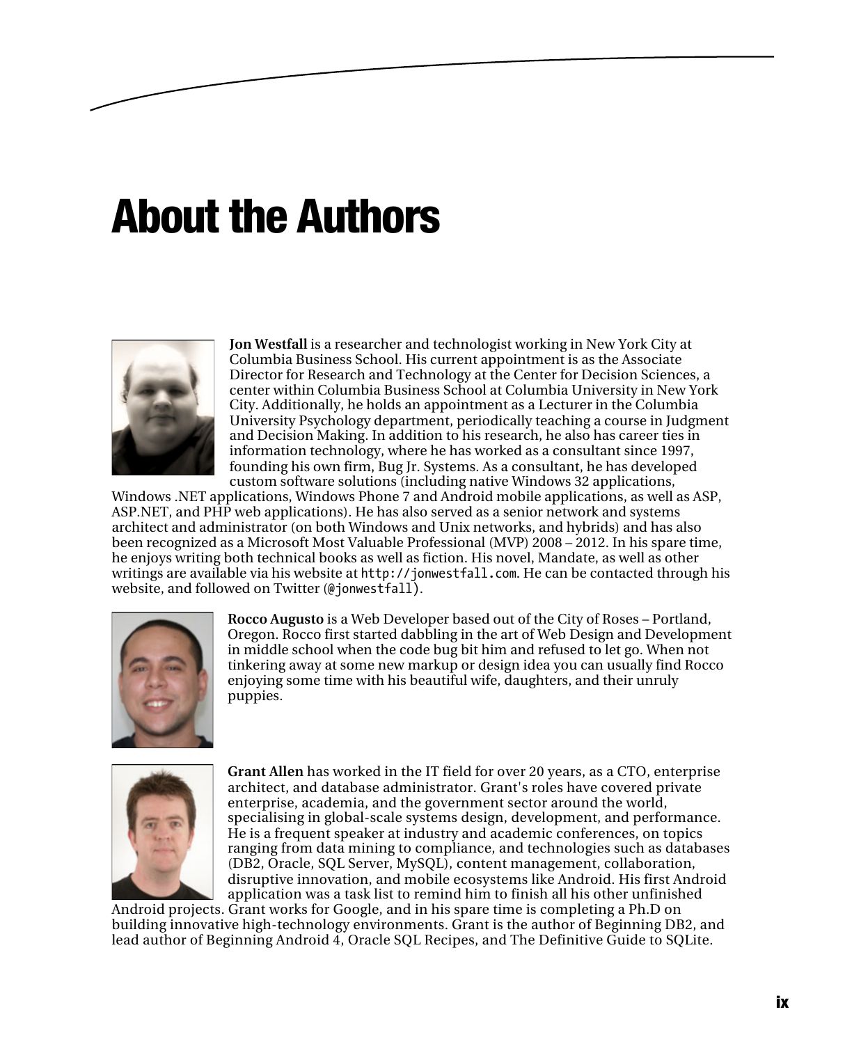# About the Authors

**Jon Westfall** is a researcher and technologist working in New York City at Columbia Business School. His current appointment is as the Associate Director for Research and Technology at the Center for Decision Sciences, a center within Columbia Business School at Columbia University in New York City. Additionally, he holds an appointment as a Lecturer in the Columbia University Psychology department, periodically teaching a course in Judgment and Decision Making. In addition to his research, he also has career ties in information technology, where he has worked as a consultant since 1997, founding his own firm, Bug Jr. Systems. As a consultant, he has developed custom software solutions (including native Windows 32 applications, Windows .NET applications, Windows Phone 7 and Android mobile applications, as well as ASP, ASP.NET, and PHP web applications). He has also served as a senior network and systems architect and administrator (on both Windows and Unix networks, and hybrids) and has also been recognized as a Microsoft Most Valuable Professional (MVP) 2008 – 2012. In his spare time, he enjoys writing both technical books as well as fiction. His novel, Mandate, as well as other writings are available via his website at `http://jonwestfall.com`. He can be contacted through his website, and followed on Twitter (`@jonwestfall`).

**Rocco Augusto** is a Web Developer based out of the City of Roses – Portland, Oregon. Rocco first started dabbling in the art of Web Design and Development in middle school when the code bug bit him and refused to let go. When not tinkering away at some new markup or design idea you can usually find Rocco enjoying some time with his beautiful wife, daughters, and their unruly puppies.

**Grant Allen** has worked in the IT field for over 20 years, as a CTO, enterprise architect, and database administrator. Grant's roles have covered private enterprise, academia, and the government sector around the world, specialising in global-scale systems design, development, and performance. He is a frequent speaker at industry and academic conferences, on topics ranging from data mining to compliance, and technologies such as databases (DB2, Oracle, SQL Server, MySQL), content management, collaboration, disruptive innovation, and mobile ecosystems like Android. His first Android application was a task list to remind him to finish all his other unfinished Android projects. Grant works for Google, and in his spare time is completing a Ph.D on building innovative high-technology environments. Grant is the author of Beginning DB2, and lead author of Beginning Android 4, Oracle SQL Recipes, and The Definitive Guide to SQLite.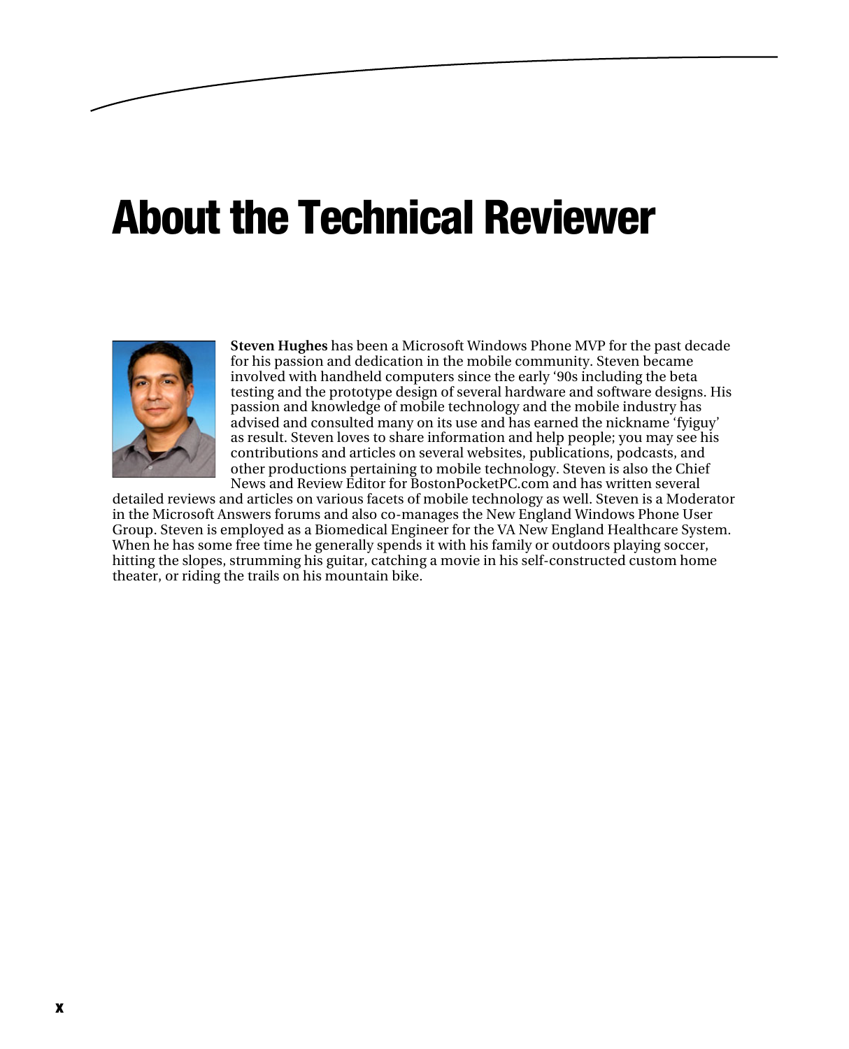# About the Technical Reviewer

**Steven Hughes** has been a Microsoft Windows Phone MVP for the past decade for his passion and dedication in the mobile community. Steven became involved with handheld computers since the early '90s including the beta testing and the prototype design of several hardware and software designs. His passion and knowledge of mobile technology and the mobile industry has advised and consulted many on its use and has earned the nickname 'fyiguy' as result. Steven loves to share information and help people; you may see his contributions and articles on several websites, publications, podcasts, and other productions pertaining to mobile technology. Steven is also the Chief News and Review Editor for BostonPocketPC.com and has written several detailed reviews and articles on various facets of mobile technology as well. Steven is a Moderator in the Microsoft Answers forums and also co-manages the New England Windows Phone User Group. Steven is employed as a Biomedical Engineer for the VA New England Healthcare System. When he has some free time he generally spends it with his family or outdoors playing soccer, hitting the slopes, strumming his guitar, catching a movie in his self-constructed custom home theater, or riding the trails on his mountain bike.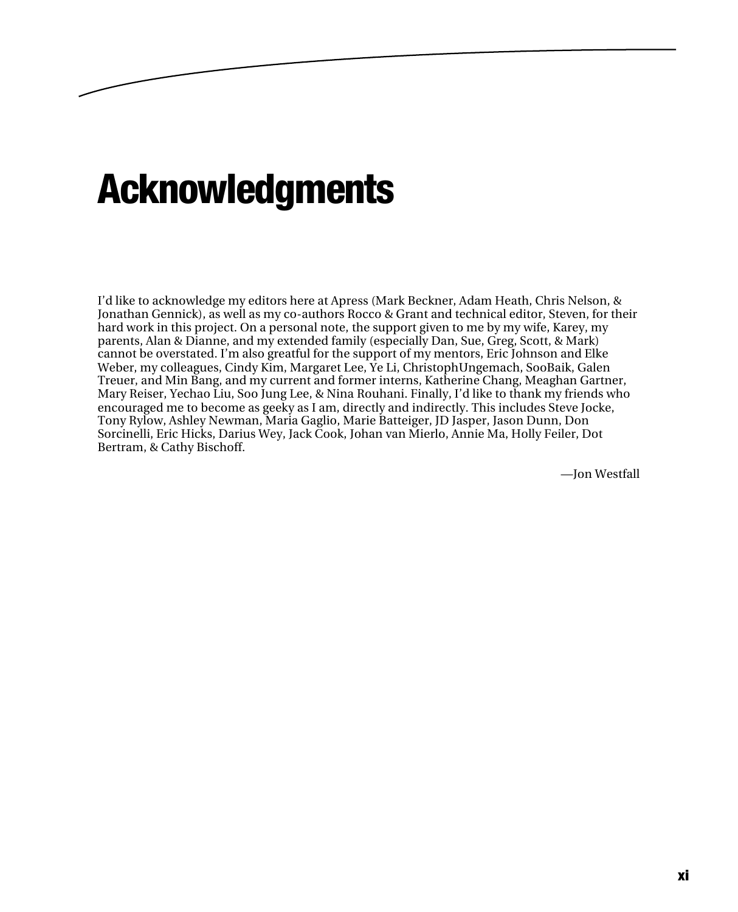# Acknowledgments

I'd like to acknowledge my editors here at Apress (Mark Beckner, Adam Heath, Chris Nelson, & Jonathan Gennick), as well as my co-authors Rocco & Grant and technical editor, Steven, for their hard work in this project. On a personal note, the support given to me by my wife, Karey, my parents, Alan & Dianne, and my extended family (especially Dan, Sue, Greg, Scott, & Mark) cannot be overstated. I'm also greatful for the support of my mentors, Eric Johnson and Elke Weber, my colleagues, Cindy Kim, Margaret Lee, Ye Li, ChristophUngemach, SooBaik, Galen Treuer, and Min Bang, and my current and former interns, Katherine Chang, Meaghan Gartner, Mary Reiser, Yechao Liu, Soo Jung Lee, & Nina Rouhani. Finally, I'd like to thank my friends who encouraged me to become as geeky as I am, directly and indirectly. This includes Steve Jocke, Tony Rylow, Ashley Newman, Maria Gaglio, Marie Batteiger, JD Jasper, Jason Dunn, Don Sorcinelli, Eric Hicks, Darius Wey, Jack Cook, Johan van Mierlo, Annie Ma, Holly Feiler, Dot Bertram, & Cathy Bischoff.

—Jon Westfall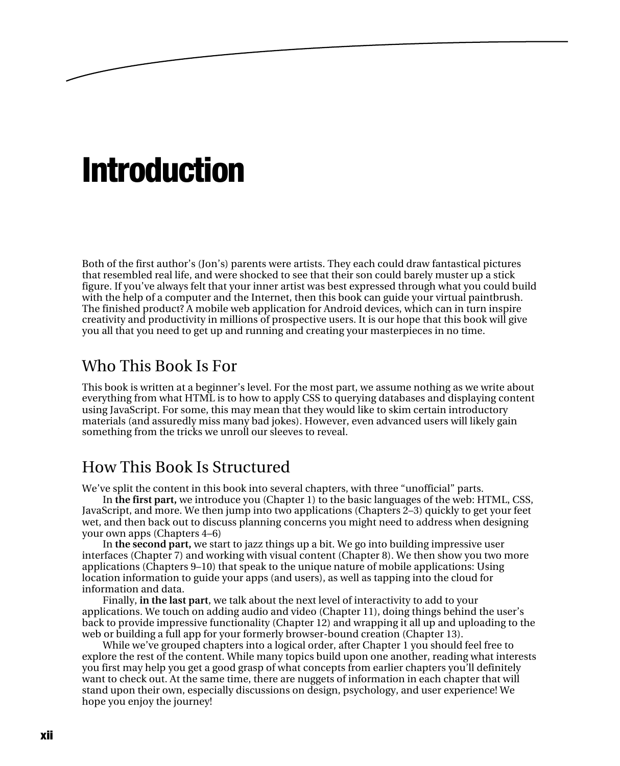# Introduction

Both of the first author's (Jon's) parents were artists. They each could draw fantastical pictures that resembled real life, and were shocked to see that their son could barely muster up a stick figure. If you've always felt that your inner artist was best expressed through what you could build with the help of a computer and the Internet, then this book can guide your virtual paintbrush. The finished product? A mobile web application for Android devices, which can in turn inspire creativity and productivity in millions of prospective users. It is our hope that this book will give you all that you need to get up and running and creating your masterpieces in no time.

## Who This Book Is For

This book is written at a beginner's level. For the most part, we assume nothing as we write about everything from what HTML is to how to apply CSS to querying databases and displaying content using JavaScript. For some, this may mean that they would like to skim certain introductory materials (and assuredly miss many bad jokes). However, even advanced users will likely gain something from the tricks we unroll our sleeves to reveal.

## How This Book Is Structured

We've split the content in this book into several chapters, with three "unofficial" parts.

In **the first part,** we introduce you (Chapter 1) to the basic languages of the web: HTML, CSS, JavaScript, and more. We then jump into two applications (Chapters 2–3) quickly to get your feet wet, and then back out to discuss planning concerns you might need to address when designing your own apps (Chapters 4–6)

In **the second part,** we start to jazz things up a bit. We go into building impressive user interfaces (Chapter 7) and working with visual content (Chapter 8). We then show you two more applications (Chapters 9–10) that speak to the unique nature of mobile applications: Using location information to guide your apps (and users), as well as tapping into the cloud for information and data.

Finally, **in the last part**, we talk about the next level of interactivity to add to your applications. We touch on adding audio and video (Chapter 11), doing things behind the user's back to provide impressive functionality (Chapter 12) and wrapping it all up and uploading to the web or building a full app for your formerly browser-bound creation (Chapter 13).

While we've grouped chapters into a logical order, after Chapter 1 you should feel free to explore the rest of the content. While many topics build upon one another, reading what interests you first may help you get a good grasp of what concepts from earlier chapters you'll definitely want to check out. At the same time, there are nuggets of information in each chapter that will stand upon their own, especially discussions on design, psychology, and user experience! We hope you enjoy the journey!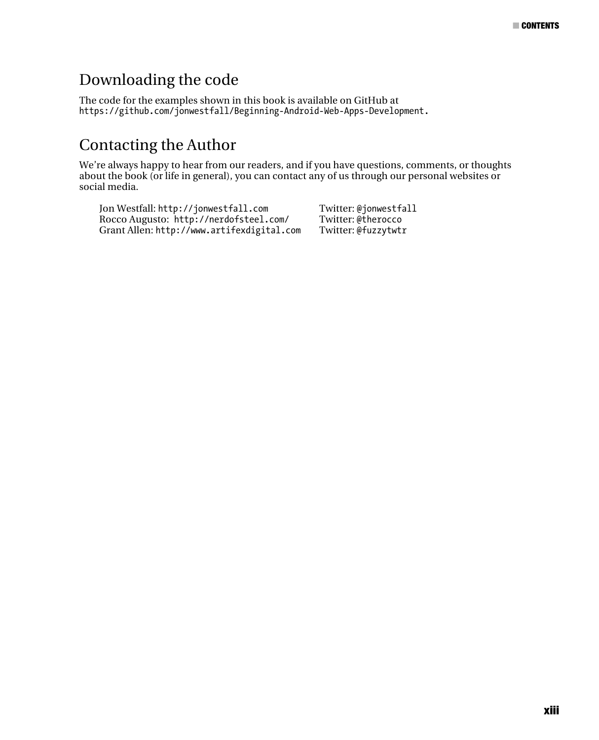## Downloading the code

The code for the examples shown in this book is available on GitHub at `https://github.com/jonwestfall/Beginning-Android-Web-Apps-Development`.

## Contacting the Author

We're always happy to hear from our readers, and if you have questions, comments, or thoughts about the book (or life in general), you can contact any of us through our personal websites or social media.

| | |
|---|---|
| Jon Westfall: `http://jonwestfall.com` | Twitter: `@jonwestfall` |
| Rocco Augusto: `http://nerdofsteel.com/` | Twitter: `@therocco` |
| Grant Allen: `http://www.artifexdigital.com` | Twitter: `@fuzzytwtr` |